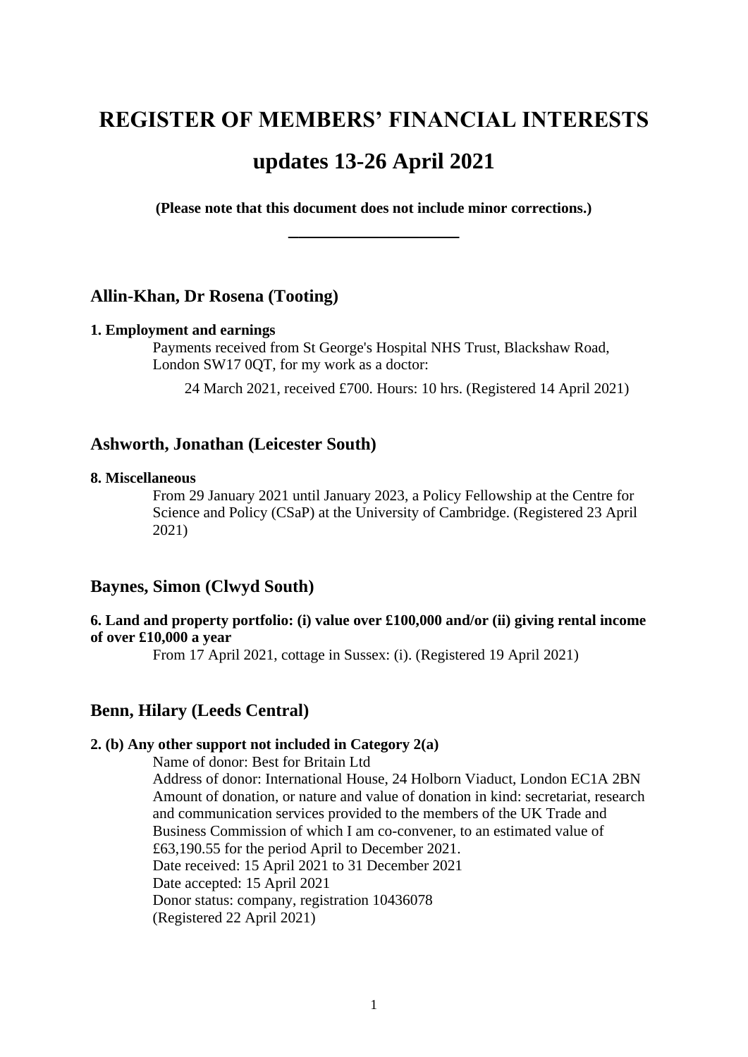# REGISTER OF MEMBERS' FINANCIAL INTERESTS

# updates 13-26 April 2021

**(Please note that this document does not include minor corrections.)**

---

## Allin-Khan, Dr Rosena (Tooting)

**1. Employment and earnings**

Payments received from St George's Hospital NHS Trust, Blackshaw Road, London SW17 0QT, for my work as a doctor:

24 March 2021, received £700. Hours: 10 hrs. (Registered 14 April 2021)

## Ashworth, Jonathan (Leicester South)

**8. Miscellaneous**

From 29 January 2021 until January 2023, a Policy Fellowship at the Centre for Science and Policy (CSaP) at the University of Cambridge. (Registered 23 April 2021)

## Baynes, Simon (Clwyd South)

**6. Land and property portfolio: (i) value over £100,000 and/or (ii) giving rental income of over £10,000 a year**

From 17 April 2021, cottage in Sussex: (i). (Registered 19 April 2021)

## Benn, Hilary (Leeds Central)

**2. (b) Any other support not included in Category 2(a)**

Name of donor: Best for Britain Ltd
Address of donor: International House, 24 Holborn Viaduct, London EC1A 2BN
Amount of donation, or nature and value of donation in kind: secretariat, research and communication services provided to the members of the UK Trade and Business Commission of which I am co-convener, to an estimated value of £63,190.55 for the period April to December 2021.
Date received: 15 April 2021 to 31 December 2021
Date accepted: 15 April 2021
Donor status: company, registration 10436078
(Registered 22 April 2021)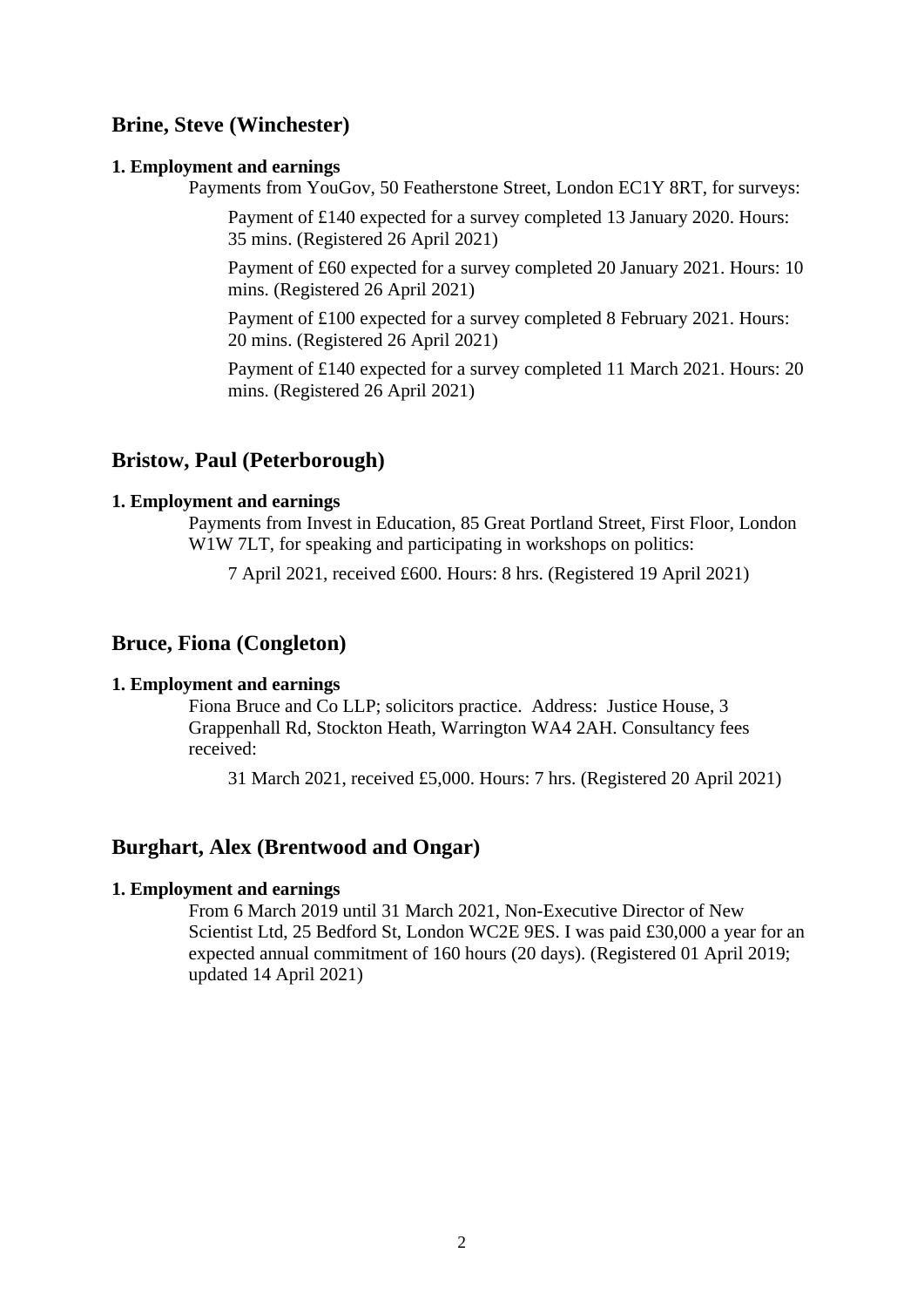## Brine, Steve (Winchester)

**1. Employment and earnings**

Payments from YouGov, 50 Featherstone Street, London EC1Y 8RT, for surveys:

Payment of £140 expected for a survey completed 13 January 2020. Hours: 35 mins. (Registered 26 April 2021)

Payment of £60 expected for a survey completed 20 January 2021. Hours: 10 mins. (Registered 26 April 2021)

Payment of £100 expected for a survey completed 8 February 2021. Hours: 20 mins. (Registered 26 April 2021)

Payment of £140 expected for a survey completed 11 March 2021. Hours: 20 mins. (Registered 26 April 2021)

## Bristow, Paul (Peterborough)

**1. Employment and earnings**

Payments from Invest in Education, 85 Great Portland Street, First Floor, London W1W 7LT, for speaking and participating in workshops on politics:

7 April 2021, received £600. Hours: 8 hrs. (Registered 19 April 2021)

## Bruce, Fiona (Congleton)

**1. Employment and earnings**

Fiona Bruce and Co LLP; solicitors practice. Address: Justice House, 3 Grappenhall Rd, Stockton Heath, Warrington WA4 2AH. Consultancy fees received:

31 March 2021, received £5,000. Hours: 7 hrs. (Registered 20 April 2021)

## Burghart, Alex (Brentwood and Ongar)

**1. Employment and earnings**

From 6 March 2019 until 31 March 2021, Non-Executive Director of New Scientist Ltd, 25 Bedford St, London WC2E 9ES. I was paid £30,000 a year for an expected annual commitment of 160 hours (20 days). (Registered 01 April 2019; updated 14 April 2021)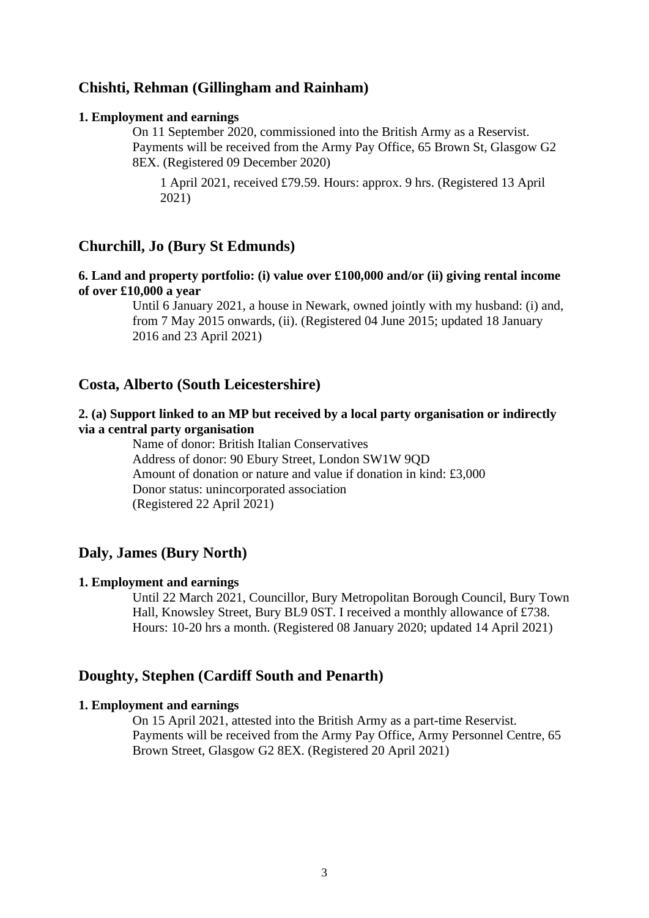## Chishti, Rehman (Gillingham and Rainham)

**1. Employment and earnings**

On 11 September 2020, commissioned into the British Army as a Reservist. Payments will be received from the Army Pay Office, 65 Brown St, Glasgow G2 8EX. (Registered 09 December 2020)

1 April 2021, received £79.59. Hours: approx. 9 hrs. (Registered 13 April 2021)

## Churchill, Jo (Bury St Edmunds)

**6. Land and property portfolio: (i) value over £100,000 and/or (ii) giving rental income of over £10,000 a year**

Until 6 January 2021, a house in Newark, owned jointly with my husband: (i) and, from 7 May 2015 onwards, (ii). (Registered 04 June 2015; updated 18 January 2016 and 23 April 2021)

## Costa, Alberto (South Leicestershire)

**2. (a) Support linked to an MP but received by a local party organisation or indirectly via a central party organisation**

Name of donor: British Italian Conservatives
Address of donor: 90 Ebury Street, London SW1W 9QD
Amount of donation or nature and value if donation in kind: £3,000
Donor status: unincorporated association
(Registered 22 April 2021)

## Daly, James (Bury North)

**1. Employment and earnings**

Until 22 March 2021, Councillor, Bury Metropolitan Borough Council, Bury Town Hall, Knowsley Street, Bury BL9 0ST. I received a monthly allowance of £738. Hours: 10-20 hrs a month. (Registered 08 January 2020; updated 14 April 2021)

## Doughty, Stephen (Cardiff South and Penarth)

**1. Employment and earnings**

On 15 April 2021, attested into the British Army as a part-time Reservist. Payments will be received from the Army Pay Office, Army Personnel Centre, 65 Brown Street, Glasgow G2 8EX. (Registered 20 April 2021)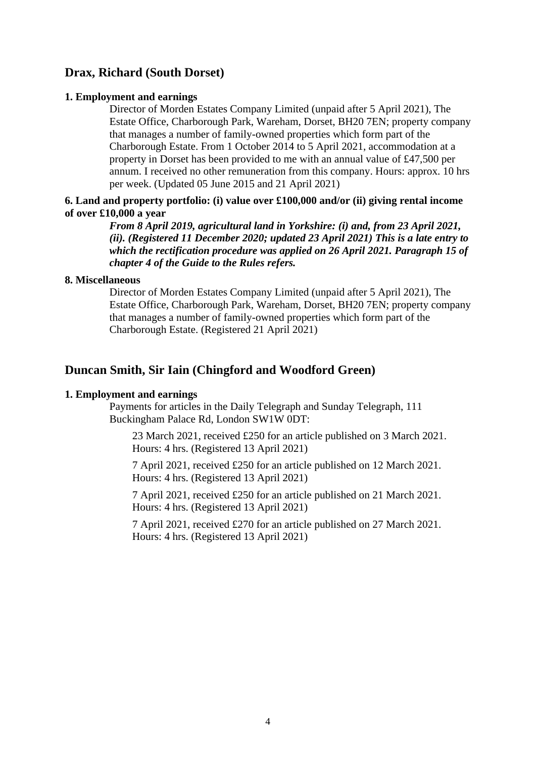## Drax, Richard (South Dorset)

**1. Employment and earnings**

Director of Morden Estates Company Limited (unpaid after 5 April 2021), The Estate Office, Charborough Park, Wareham, Dorset, BH20 7EN; property company that manages a number of family-owned properties which form part of the Charborough Estate. From 1 October 2014 to 5 April 2021, accommodation at a property in Dorset has been provided to me with an annual value of £47,500 per annum. I received no other remuneration from this company. Hours: approx. 10 hrs per week. (Updated 05 June 2015 and 21 April 2021)

**6. Land and property portfolio: (i) value over £100,000 and/or (ii) giving rental income of over £10,000 a year**

***From 8 April 2019, agricultural land in Yorkshire: (i) and, from 23 April 2021, (ii). (Registered 11 December 2020; updated 23 April 2021) This is a late entry to which the rectification procedure was applied on 26 April 2021. Paragraph 15 of chapter 4 of the Guide to the Rules refers.***

**8. Miscellaneous**

Director of Morden Estates Company Limited (unpaid after 5 April 2021), The Estate Office, Charborough Park, Wareham, Dorset, BH20 7EN; property company that manages a number of family-owned properties which form part of the Charborough Estate. (Registered 21 April 2021)

## Duncan Smith, Sir Iain (Chingford and Woodford Green)

**1. Employment and earnings**

Payments for articles in the Daily Telegraph and Sunday Telegraph, 111 Buckingham Palace Rd, London SW1W 0DT:

23 March 2021, received £250 for an article published on 3 March 2021. Hours: 4 hrs. (Registered 13 April 2021)

7 April 2021, received £250 for an article published on 12 March 2021. Hours: 4 hrs. (Registered 13 April 2021)

7 April 2021, received £250 for an article published on 21 March 2021. Hours: 4 hrs. (Registered 13 April 2021)

7 April 2021, received £270 for an article published on 27 March 2021. Hours: 4 hrs. (Registered 13 April 2021)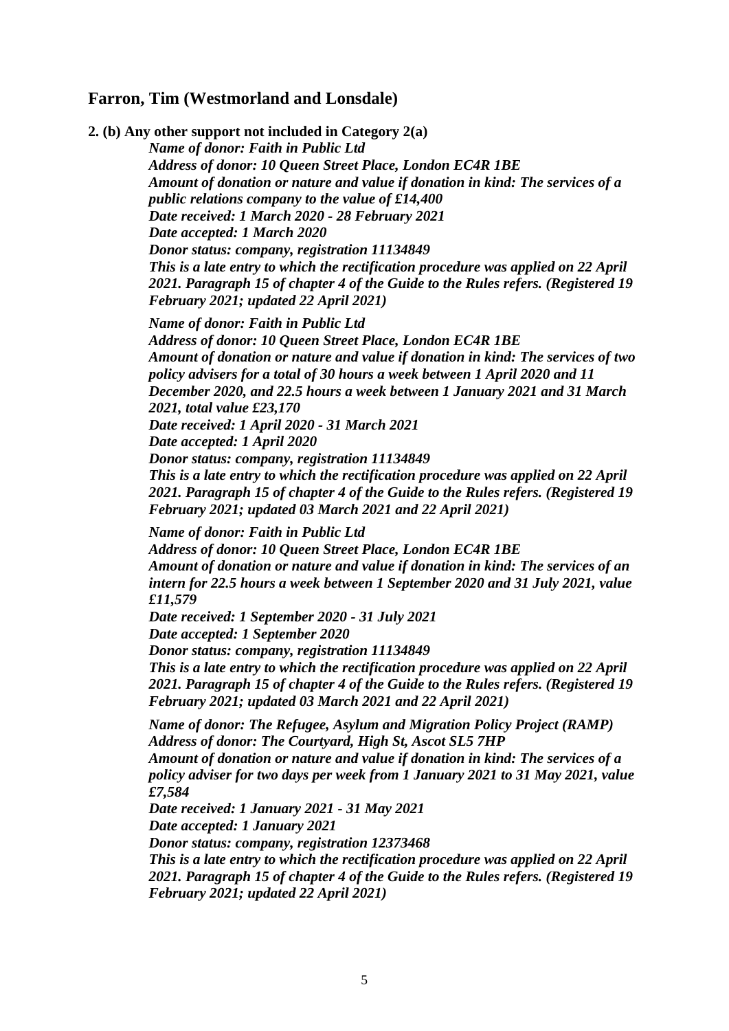## Farron, Tim (Westmorland and Lonsdale)

**2. (b) Any other support not included in Category 2(a)**

***Name of donor: Faith in Public Ltd***
***Address of donor: 10 Queen Street Place, London EC4R 1BE***
***Amount of donation or nature and value if donation in kind: The services of a public relations company to the value of £14,400***
***Date received: 1 March 2020 - 28 February 2021***
***Date accepted: 1 March 2020***
***Donor status: company, registration 11134849***
***This is a late entry to which the rectification procedure was applied on 22 April 2021. Paragraph 15 of chapter 4 of the Guide to the Rules refers. (Registered 19 February 2021; updated 22 April 2021)***

***Name of donor: Faith in Public Ltd***
***Address of donor: 10 Queen Street Place, London EC4R 1BE***
***Amount of donation or nature and value if donation in kind: The services of two policy advisers for a total of 30 hours a week between 1 April 2020 and 11 December 2020, and 22.5 hours a week between 1 January 2021 and 31 March 2021, total value £23,170***
***Date received: 1 April 2020 - 31 March 2021***
***Date accepted: 1 April 2020***
***Donor status: company, registration 11134849***
***This is a late entry to which the rectification procedure was applied on 22 April 2021. Paragraph 15 of chapter 4 of the Guide to the Rules refers. (Registered 19 February 2021; updated 03 March 2021 and 22 April 2021)***

***Name of donor: Faith in Public Ltd***
***Address of donor: 10 Queen Street Place, London EC4R 1BE***
***Amount of donation or nature and value if donation in kind: The services of an intern for 22.5 hours a week between 1 September 2020 and 31 July 2021, value £11,579***
***Date received: 1 September 2020 - 31 July 2021***
***Date accepted: 1 September 2020***
***Donor status: company, registration 11134849***
***This is a late entry to which the rectification procedure was applied on 22 April 2021. Paragraph 15 of chapter 4 of the Guide to the Rules refers. (Registered 19 February 2021; updated 03 March 2021 and 22 April 2021)***

***Name of donor: The Refugee, Asylum and Migration Policy Project (RAMP)***
***Address of donor: The Courtyard, High St, Ascot SL5 7HP***
***Amount of donation or nature and value if donation in kind: The services of a policy adviser for two days per week from 1 January 2021 to 31 May 2021, value £7,584***
***Date received: 1 January 2021 - 31 May 2021***
***Date accepted: 1 January 2021***
***Donor status: company, registration 12373468***
***This is a late entry to which the rectification procedure was applied on 22 April 2021. Paragraph 15 of chapter 4 of the Guide to the Rules refers. (Registered 19 February 2021; updated 22 April 2021)***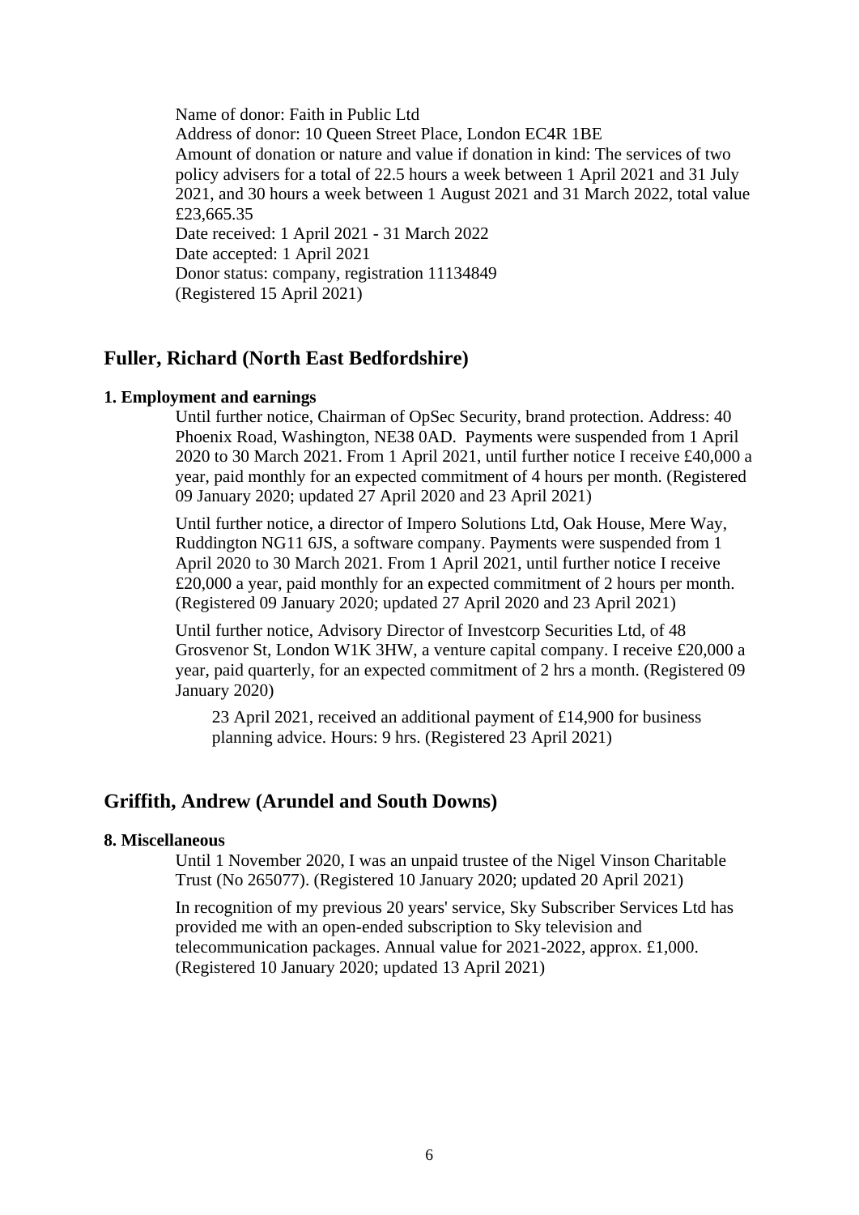Name of donor: Faith in Public Ltd
Address of donor: 10 Queen Street Place, London EC4R 1BE
Amount of donation or nature and value if donation in kind: The services of two policy advisers for a total of 22.5 hours a week between 1 April 2021 and 31 July 2021, and 30 hours a week between 1 August 2021 and 31 March 2022, total value £23,665.35
Date received: 1 April 2021 - 31 March 2022
Date accepted: 1 April 2021
Donor status: company, registration 11134849
(Registered 15 April 2021)

## Fuller, Richard (North East Bedfordshire)

### 1. Employment and earnings

Until further notice, Chairman of OpSec Security, brand protection. Address: 40 Phoenix Road, Washington, NE38 0AD. Payments were suspended from 1 April 2020 to 30 March 2021. From 1 April 2021, until further notice I receive £40,000 a year, paid monthly for an expected commitment of 4 hours per month. (Registered 09 January 2020; updated 27 April 2020 and 23 April 2021)

Until further notice, a director of Impero Solutions Ltd, Oak House, Mere Way, Ruddington NG11 6JS, a software company. Payments were suspended from 1 April 2020 to 30 March 2021. From 1 April 2021, until further notice I receive £20,000 a year, paid monthly for an expected commitment of 2 hours per month. (Registered 09 January 2020; updated 27 April 2020 and 23 April 2021)

Until further notice, Advisory Director of Investcorp Securities Ltd, of 48 Grosvenor St, London W1K 3HW, a venture capital company. I receive £20,000 a year, paid quarterly, for an expected commitment of 2 hrs a month. (Registered 09 January 2020)

> 23 April 2021, received an additional payment of £14,900 for business planning advice. Hours: 9 hrs. (Registered 23 April 2021)

## Griffith, Andrew (Arundel and South Downs)

### 8. Miscellaneous

Until 1 November 2020, I was an unpaid trustee of the Nigel Vinson Charitable Trust (No 265077). (Registered 10 January 2020; updated 20 April 2021)

In recognition of my previous 20 years' service, Sky Subscriber Services Ltd has provided me with an open-ended subscription to Sky television and telecommunication packages. Annual value for 2021-2022, approx. £1,000. (Registered 10 January 2020; updated 13 April 2021)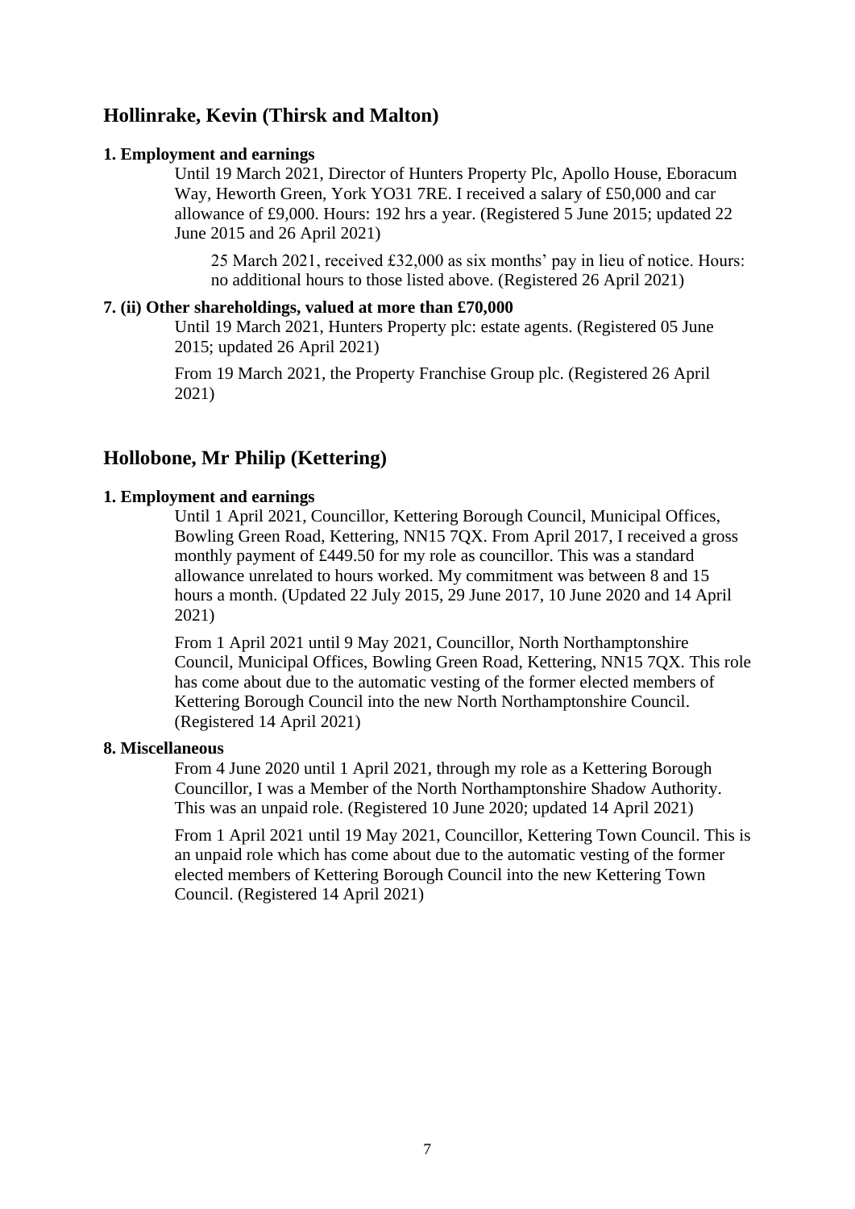## Hollinrake, Kevin (Thirsk and Malton)

**1. Employment and earnings**

Until 19 March 2021, Director of Hunters Property Plc, Apollo House, Eboracum Way, Heworth Green, York YO31 7RE. I received a salary of £50,000 and car allowance of £9,000. Hours: 192 hrs a year. (Registered 5 June 2015; updated 22 June 2015 and 26 April 2021)

> 25 March 2021, received £32,000 as six months' pay in lieu of notice. Hours: no additional hours to those listed above. (Registered 26 April 2021)

**7. (ii) Other shareholdings, valued at more than £70,000**

Until 19 March 2021, Hunters Property plc: estate agents. (Registered 05 June 2015; updated 26 April 2021)

From 19 March 2021, the Property Franchise Group plc. (Registered 26 April 2021)

## Hollobone, Mr Philip (Kettering)

**1. Employment and earnings**

Until 1 April 2021, Councillor, Kettering Borough Council, Municipal Offices, Bowling Green Road, Kettering, NN15 7QX. From April 2017, I received a gross monthly payment of £449.50 for my role as councillor. This was a standard allowance unrelated to hours worked. My commitment was between 8 and 15 hours a month. (Updated 22 July 2015, 29 June 2017, 10 June 2020 and 14 April 2021)

From 1 April 2021 until 9 May 2021, Councillor, North Northamptonshire Council, Municipal Offices, Bowling Green Road, Kettering, NN15 7QX. This role has come about due to the automatic vesting of the former elected members of Kettering Borough Council into the new North Northamptonshire Council. (Registered 14 April 2021)

**8. Miscellaneous**

From 4 June 2020 until 1 April 2021, through my role as a Kettering Borough Councillor, I was a Member of the North Northamptonshire Shadow Authority. This was an unpaid role. (Registered 10 June 2020; updated 14 April 2021)

From 1 April 2021 until 19 May 2021, Councillor, Kettering Town Council. This is an unpaid role which has come about due to the automatic vesting of the former elected members of Kettering Borough Council into the new Kettering Town Council. (Registered 14 April 2021)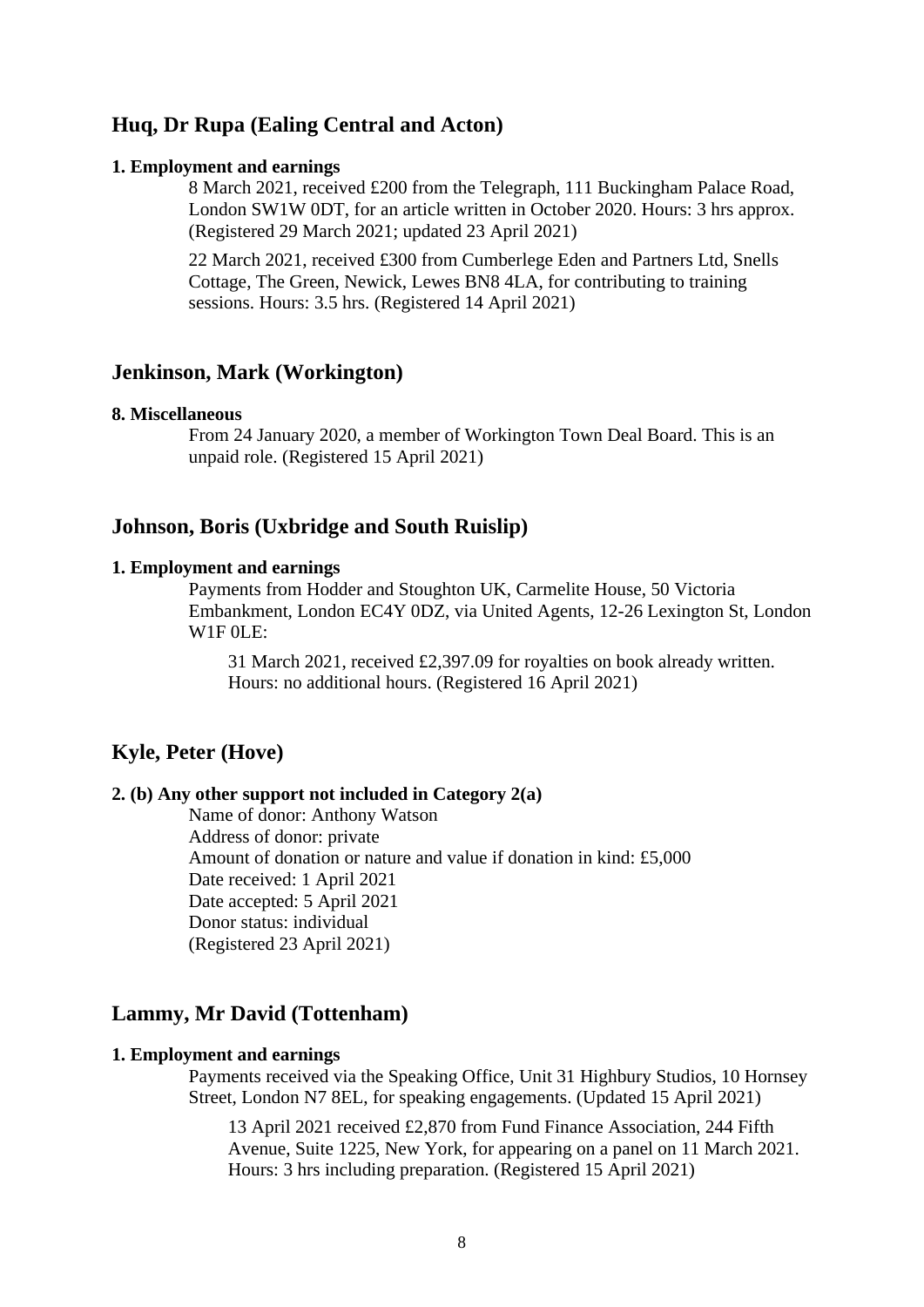## Huq, Dr Rupa (Ealing Central and Acton)

**1. Employment and earnings**

8 March 2021, received £200 from the Telegraph, 111 Buckingham Palace Road, London SW1W 0DT, for an article written in October 2020. Hours: 3 hrs approx. (Registered 29 March 2021; updated 23 April 2021)

22 March 2021, received £300 from Cumberlege Eden and Partners Ltd, Snells Cottage, The Green, Newick, Lewes BN8 4LA, for contributing to training sessions. Hours: 3.5 hrs. (Registered 14 April 2021)

## Jenkinson, Mark (Workington)

**8. Miscellaneous**

From 24 January 2020, a member of Workington Town Deal Board. This is an unpaid role. (Registered 15 April 2021)

## Johnson, Boris (Uxbridge and South Ruislip)

**1. Employment and earnings**

Payments from Hodder and Stoughton UK, Carmelite House, 50 Victoria Embankment, London EC4Y 0DZ, via United Agents, 12-26 Lexington St, London W1F 0LE:

> 31 March 2021, received £2,397.09 for royalties on book already written. Hours: no additional hours. (Registered 16 April 2021)

## Kyle, Peter (Hove)

**2. (b) Any other support not included in Category 2(a)**

Name of donor: Anthony Watson
Address of donor: private
Amount of donation or nature and value if donation in kind: £5,000
Date received: 1 April 2021
Date accepted: 5 April 2021
Donor status: individual
(Registered 23 April 2021)

## Lammy, Mr David (Tottenham)

**1. Employment and earnings**

Payments received via the Speaking Office, Unit 31 Highbury Studios, 10 Hornsey Street, London N7 8EL, for speaking engagements. (Updated 15 April 2021)

> 13 April 2021 received £2,870 from Fund Finance Association, 244 Fifth Avenue, Suite 1225, New York, for appearing on a panel on 11 March 2021. Hours: 3 hrs including preparation. (Registered 15 April 2021)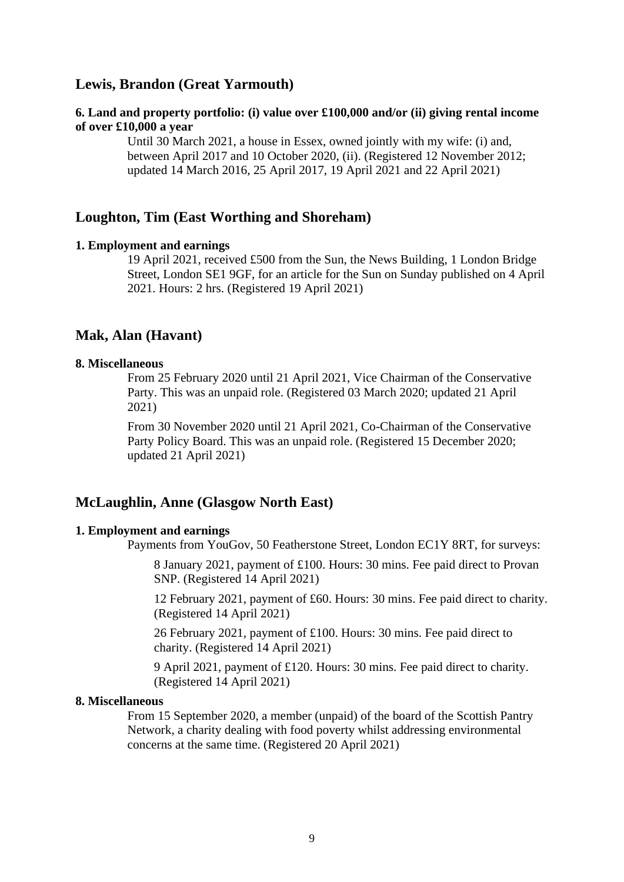## Lewis, Brandon (Great Yarmouth)

**6. Land and property portfolio: (i) value over £100,000 and/or (ii) giving rental income of over £10,000 a year**

Until 30 March 2021, a house in Essex, owned jointly with my wife: (i) and, between April 2017 and 10 October 2020, (ii). (Registered 12 November 2012; updated 14 March 2016, 25 April 2017, 19 April 2021 and 22 April 2021)

## Loughton, Tim (East Worthing and Shoreham)

**1. Employment and earnings**

19 April 2021, received £500 from the Sun, the News Building, 1 London Bridge Street, London SE1 9GF, for an article for the Sun on Sunday published on 4 April 2021. Hours: 2 hrs. (Registered 19 April 2021)

## Mak, Alan (Havant)

**8. Miscellaneous**

From 25 February 2020 until 21 April 2021, Vice Chairman of the Conservative Party. This was an unpaid role. (Registered 03 March 2020; updated 21 April 2021)

From 30 November 2020 until 21 April 2021, Co-Chairman of the Conservative Party Policy Board. This was an unpaid role. (Registered 15 December 2020; updated 21 April 2021)

## McLaughlin, Anne (Glasgow North East)

**1. Employment and earnings**

Payments from YouGov, 50 Featherstone Street, London EC1Y 8RT, for surveys:

8 January 2021, payment of £100. Hours: 30 mins. Fee paid direct to Provan SNP. (Registered 14 April 2021)

12 February 2021, payment of £60. Hours: 30 mins. Fee paid direct to charity. (Registered 14 April 2021)

26 February 2021, payment of £100. Hours: 30 mins. Fee paid direct to charity. (Registered 14 April 2021)

9 April 2021, payment of £120. Hours: 30 mins. Fee paid direct to charity. (Registered 14 April 2021)

**8. Miscellaneous**

From 15 September 2020, a member (unpaid) of the board of the Scottish Pantry Network, a charity dealing with food poverty whilst addressing environmental concerns at the same time. (Registered 20 April 2021)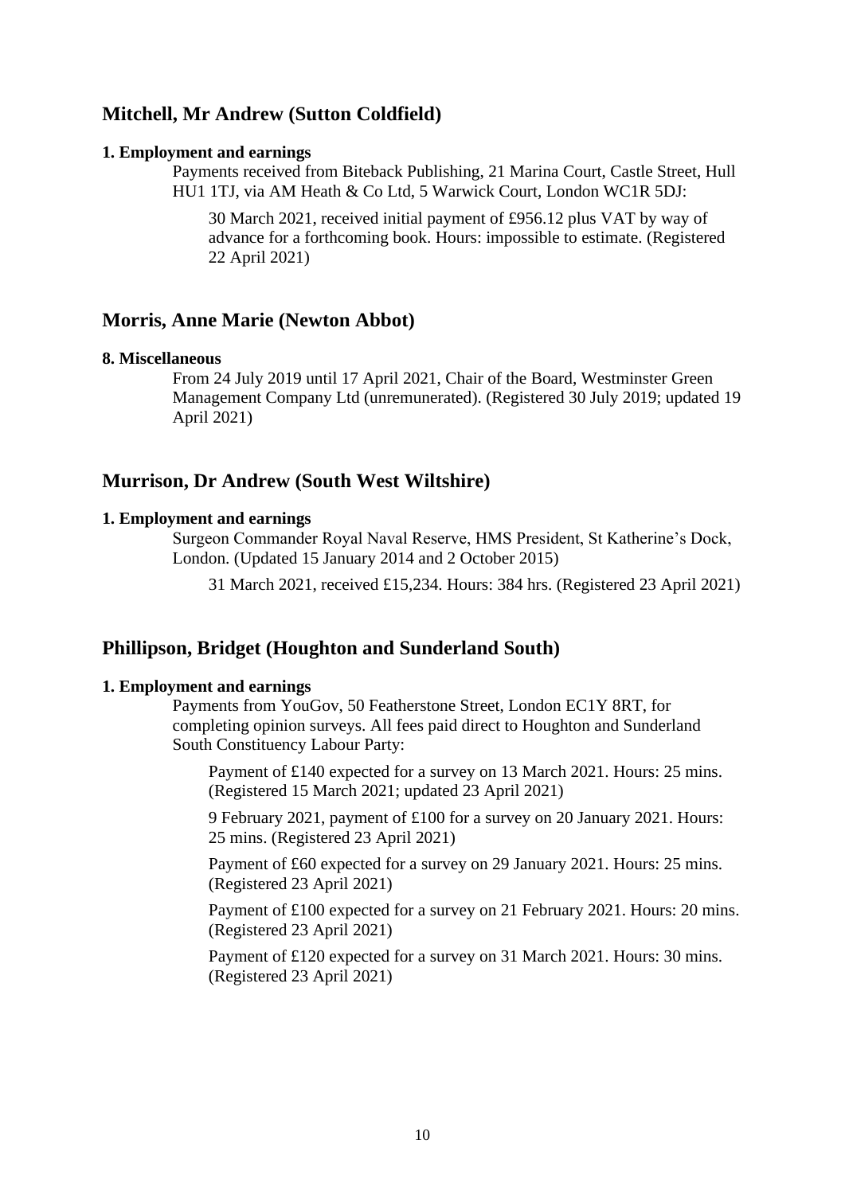## Mitchell, Mr Andrew (Sutton Coldfield)

**1. Employment and earnings**

Payments received from Biteback Publishing, 21 Marina Court, Castle Street, Hull HU1 1TJ, via AM Heath & Co Ltd, 5 Warwick Court, London WC1R 5DJ:

30 March 2021, received initial payment of £956.12 plus VAT by way of advance for a forthcoming book. Hours: impossible to estimate. (Registered 22 April 2021)

## Morris, Anne Marie (Newton Abbot)

**8. Miscellaneous**

From 24 July 2019 until 17 April 2021, Chair of the Board, Westminster Green Management Company Ltd (unremunerated). (Registered 30 July 2019; updated 19 April 2021)

## Murrison, Dr Andrew (South West Wiltshire)

**1. Employment and earnings**

Surgeon Commander Royal Naval Reserve, HMS President, St Katherine's Dock, London. (Updated 15 January 2014 and 2 October 2015)

31 March 2021, received £15,234. Hours: 384 hrs. (Registered 23 April 2021)

## Phillipson, Bridget (Houghton and Sunderland South)

**1. Employment and earnings**

Payments from YouGov, 50 Featherstone Street, London EC1Y 8RT, for completing opinion surveys. All fees paid direct to Houghton and Sunderland South Constituency Labour Party:

Payment of £140 expected for a survey on 13 March 2021. Hours: 25 mins. (Registered 15 March 2021; updated 23 April 2021)

9 February 2021, payment of £100 for a survey on 20 January 2021. Hours: 25 mins. (Registered 23 April 2021)

Payment of £60 expected for a survey on 29 January 2021. Hours: 25 mins. (Registered 23 April 2021)

Payment of £100 expected for a survey on 21 February 2021. Hours: 20 mins. (Registered 23 April 2021)

Payment of £120 expected for a survey on 31 March 2021. Hours: 30 mins. (Registered 23 April 2021)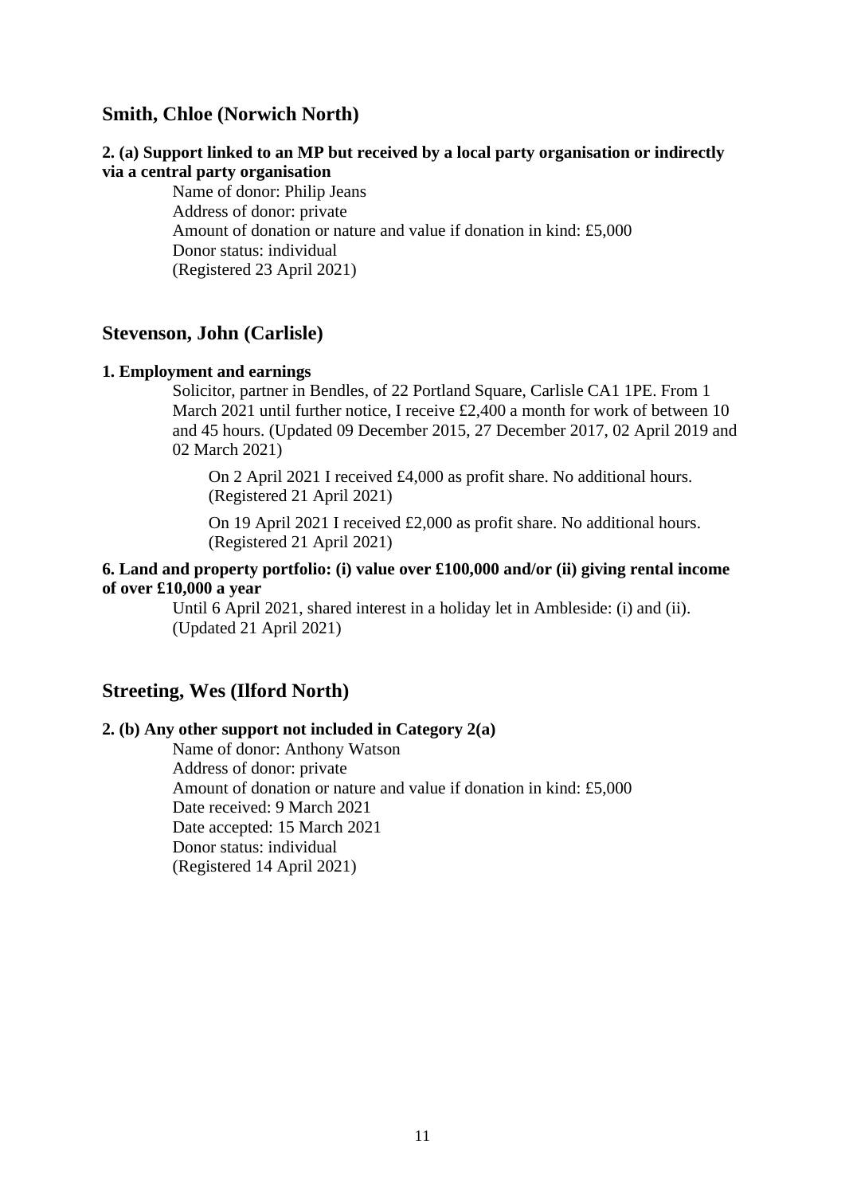## Smith, Chloe (Norwich North)

**2. (a) Support linked to an MP but received by a local party organisation or indirectly via a central party organisation**

Name of donor: Philip Jeans
Address of donor: private
Amount of donation or nature and value if donation in kind: £5,000
Donor status: individual
(Registered 23 April 2021)

## Stevenson, John (Carlisle)

**1. Employment and earnings**

Solicitor, partner in Bendles, of 22 Portland Square, Carlisle CA1 1PE. From 1 March 2021 until further notice, I receive £2,400 a month for work of between 10 and 45 hours. (Updated 09 December 2015, 27 December 2017, 02 April 2019 and 02 March 2021)

On 2 April 2021 I received £4,000 as profit share. No additional hours. (Registered 21 April 2021)

On 19 April 2021 I received £2,000 as profit share. No additional hours. (Registered 21 April 2021)

**6. Land and property portfolio: (i) value over £100,000 and/or (ii) giving rental income of over £10,000 a year**

Until 6 April 2021, shared interest in a holiday let in Ambleside: (i) and (ii). (Updated 21 April 2021)

## Streeting, Wes (Ilford North)

**2. (b) Any other support not included in Category 2(a)**

Name of donor: Anthony Watson
Address of donor: private
Amount of donation or nature and value if donation in kind: £5,000
Date received: 9 March 2021
Date accepted: 15 March 2021
Donor status: individual
(Registered 14 April 2021)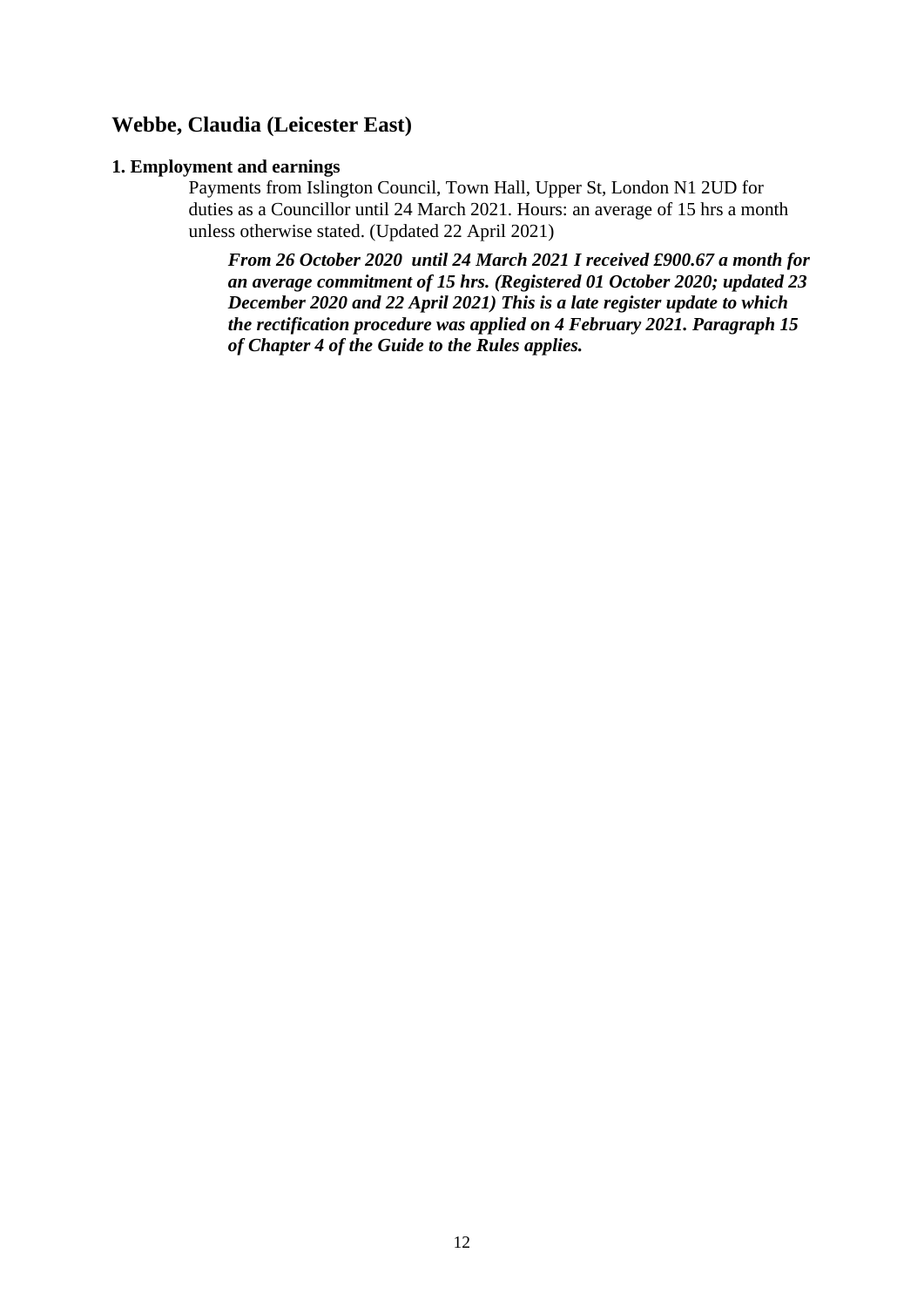## Webbe, Claudia (Leicester East)

### 1. Employment and earnings

Payments from Islington Council, Town Hall, Upper St, London N1 2UD for duties as a Councillor until 24 March 2021. Hours: an average of 15 hrs a month unless otherwise stated. (Updated 22 April 2021)

***From 26 October 2020 until 24 March 2021 I received £900.67 a month for an average commitment of 15 hrs. (Registered 01 October 2020; updated 23 December 2020 and 22 April 2021) This is a late register update to which the rectification procedure was applied on 4 February 2021. Paragraph 15 of Chapter 4 of the Guide to the Rules applies.***